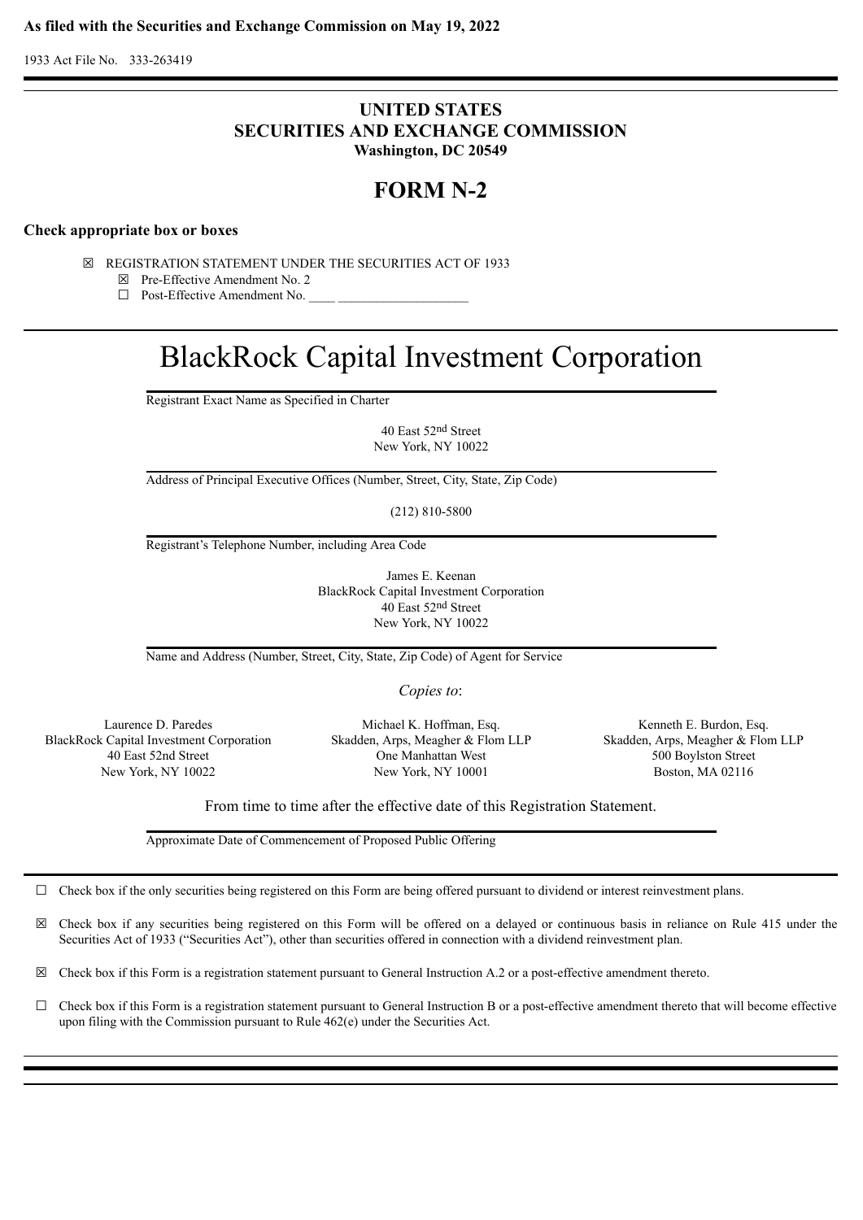**As filed with the Securities and Exchange Commission on May 19, 2022**

1933 Act File No. 333-263419

# UNITED STATES
# SECURITIES AND EXCHANGE COMMISSION
**Washington, DC 20549**

# FORM N-2

**Check appropriate box or boxes**

☒ REGISTRATION STATEMENT UNDER THE SECURITIES ACT OF 1933

☒ Pre-Effective Amendment No. 2

☐ Post-Effective Amendment No. ____ ___________________

# BlackRock Capital Investment Corporation

Registrant Exact Name as Specified in Charter

40 East 52nd Street
New York, NY 10022

Address of Principal Executive Offices (Number, Street, City, State, Zip Code)

(212) 810-5800

Registrant's Telephone Number, including Area Code

James E. Keenan
BlackRock Capital Investment Corporation
40 East 52nd Street
New York, NY 10022

Name and Address (Number, Street, City, State, Zip Code) of Agent for Service

*Copies to*:

Laurence D. Paredes
BlackRock Capital Investment Corporation
40 East 52nd Street
New York, NY 10022

Michael K. Hoffman, Esq.
Skadden, Arps, Meagher & Flom LLP
One Manhattan West
New York, NY 10001

Kenneth E. Burdon, Esq.
Skadden, Arps, Meagher & Flom LLP
500 Boylston Street
Boston, MA 02116

From time to time after the effective date of this Registration Statement.

Approximate Date of Commencement of Proposed Public Offering

☐ Check box if the only securities being registered on this Form are being offered pursuant to dividend or interest reinvestment plans.

☒ Check box if any securities being registered on this Form will be offered on a delayed or continuous basis in reliance on Rule 415 under the Securities Act of 1933 ("Securities Act"), other than securities offered in connection with a dividend reinvestment plan.

☒ Check box if this Form is a registration statement pursuant to General Instruction A.2 or a post-effective amendment thereto.

☐ Check box if this Form is a registration statement pursuant to General Instruction B or a post-effective amendment thereto that will become effective upon filing with the Commission pursuant to Rule 462(e) under the Securities Act.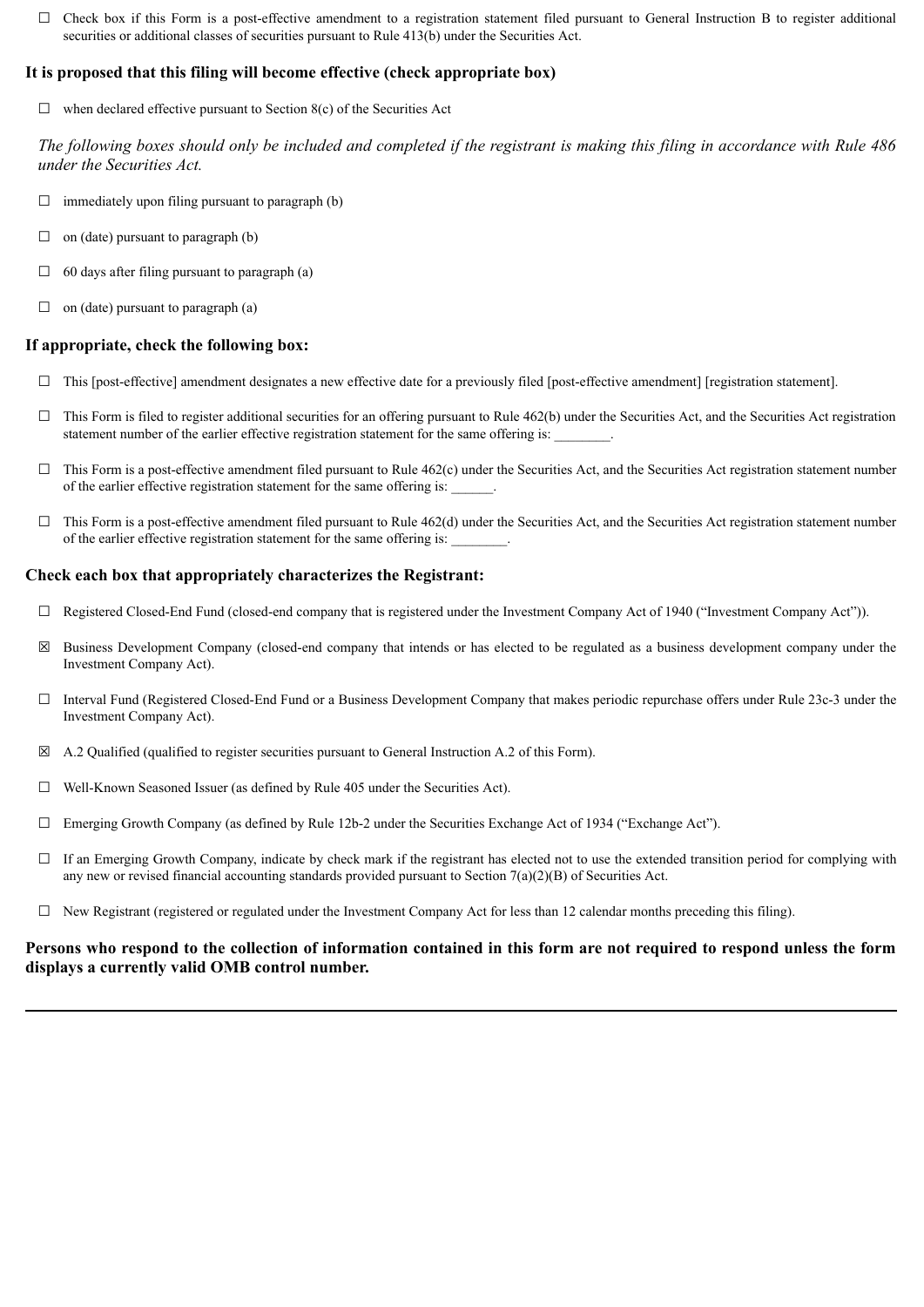☐ Check box if this Form is a post-effective amendment to a registration statement filed pursuant to General Instruction B to register additional securities or additional classes of securities pursuant to Rule 413(b) under the Securities Act.

**It is proposed that this filing will become effective (check appropriate box)**

☐ when declared effective pursuant to Section 8(c) of the Securities Act

*The following boxes should only be included and completed if the registrant is making this filing in accordance with Rule 486 under the Securities Act.*

☐ immediately upon filing pursuant to paragraph (b)

☐ on (date) pursuant to paragraph (b)

☐ 60 days after filing pursuant to paragraph (a)

☐ on (date) pursuant to paragraph (a)

**If appropriate, check the following box:**

☐ This [post-effective] amendment designates a new effective date for a previously filed [post-effective amendment] [registration statement].

☐ This Form is filed to register additional securities for an offering pursuant to Rule 462(b) under the Securities Act, and the Securities Act registration statement number of the earlier effective registration statement for the same offering is: ________.

☐ This Form is a post-effective amendment filed pursuant to Rule 462(c) under the Securities Act, and the Securities Act registration statement number of the earlier effective registration statement for the same offering is: ______.

☐ This Form is a post-effective amendment filed pursuant to Rule 462(d) under the Securities Act, and the Securities Act registration statement number of the earlier effective registration statement for the same offering is: ________.

**Check each box that appropriately characterizes the Registrant:**

☐ Registered Closed-End Fund (closed-end company that is registered under the Investment Company Act of 1940 ("Investment Company Act")).

☒ Business Development Company (closed-end company that intends or has elected to be regulated as a business development company under the Investment Company Act).

☐ Interval Fund (Registered Closed-End Fund or a Business Development Company that makes periodic repurchase offers under Rule 23c-3 under the Investment Company Act).

☒ A.2 Qualified (qualified to register securities pursuant to General Instruction A.2 of this Form).

☐ Well-Known Seasoned Issuer (as defined by Rule 405 under the Securities Act).

☐ Emerging Growth Company (as defined by Rule 12b-2 under the Securities Exchange Act of 1934 ("Exchange Act").

☐ If an Emerging Growth Company, indicate by check mark if the registrant has elected not to use the extended transition period for complying with any new or revised financial accounting standards provided pursuant to Section 7(a)(2)(B) of Securities Act.

☐ New Registrant (registered or regulated under the Investment Company Act for less than 12 calendar months preceding this filing).

**Persons who respond to the collection of information contained in this form are not required to respond unless the form displays a currently valid OMB control number.**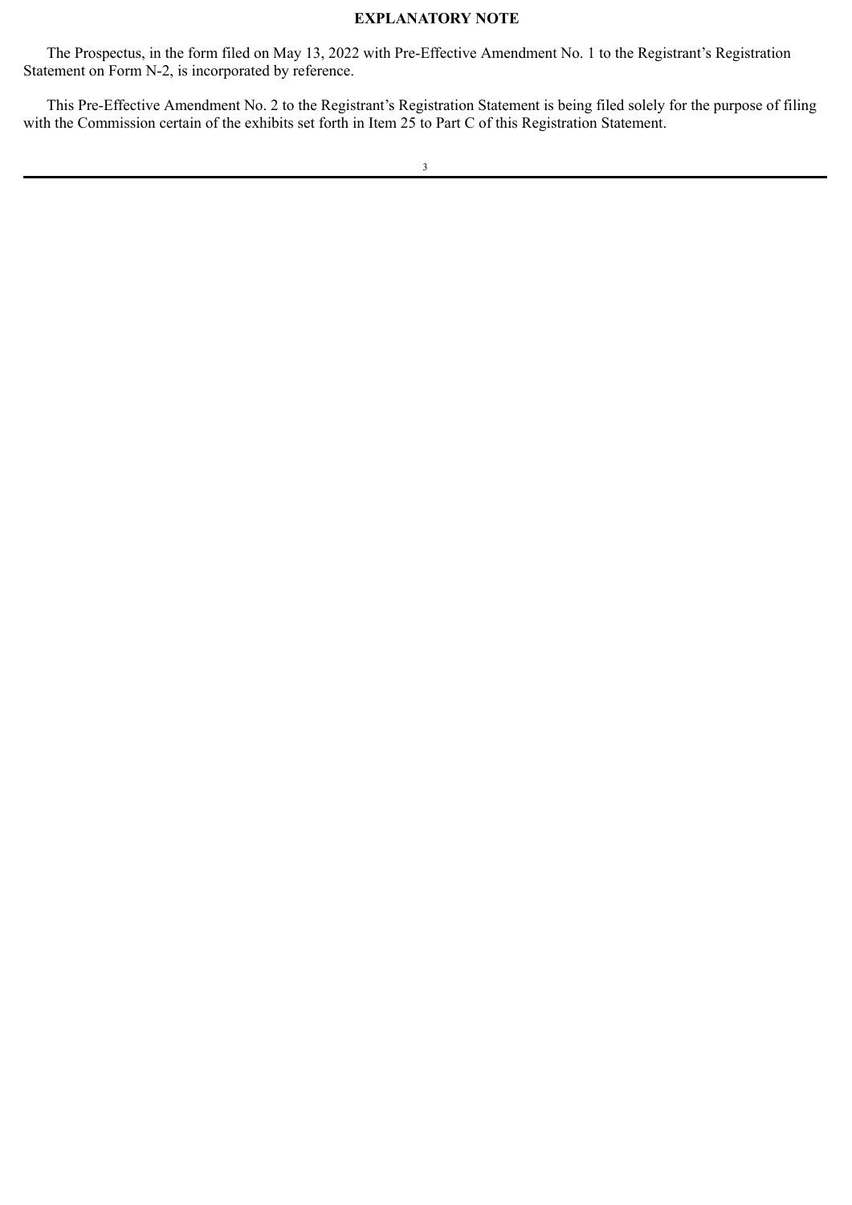# EXPLANATORY NOTE

The Prospectus, in the form filed on May 13, 2022 with Pre-Effective Amendment No. 1 to the Registrant's Registration Statement on Form N-2, is incorporated by reference.

This Pre-Effective Amendment No. 2 to the Registrant's Registration Statement is being filed solely for the purpose of filing with the Commission certain of the exhibits set forth in Item 25 to Part C of this Registration Statement.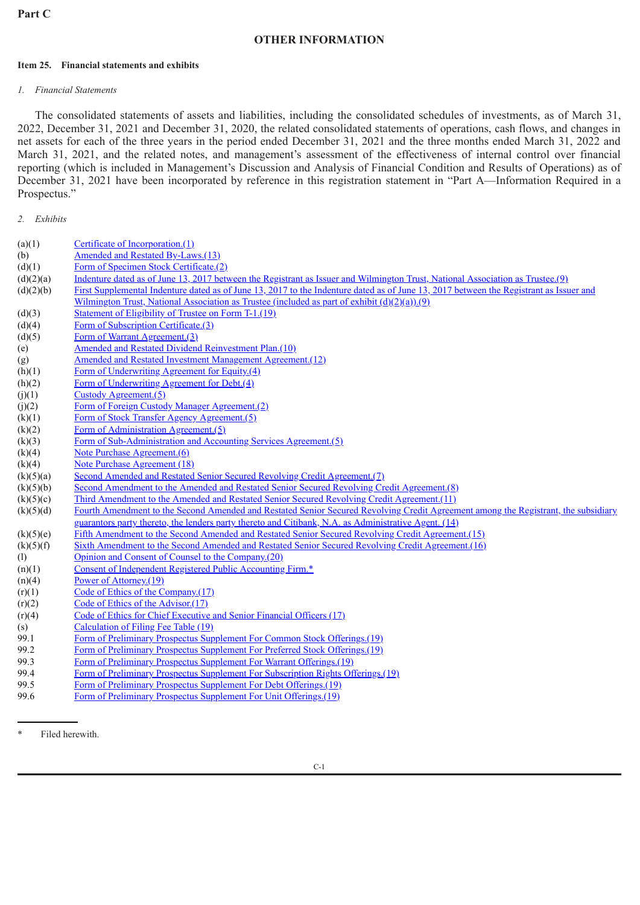**Part C**

## OTHER INFORMATION

**Item 25. Financial statements and exhibits**

*1. Financial Statements*

The consolidated statements of assets and liabilities, including the consolidated schedules of investments, as of March 31, 2022, December 31, 2021 and December 31, 2020, the related consolidated statements of operations, cash flows, and changes in net assets for each of the three years in the period ended December 31, 2021 and the three months ended March 31, 2022 and March 31, 2021, and the related notes, and management's assessment of the effectiveness of internal control over financial reporting (which is included in Management's Discussion and Analysis of Financial Condition and Results of Operations) as of December 31, 2021 have been incorporated by reference in this registration statement in "Part A—Information Required in a Prospectus."

*2. Exhibits*

| | |
|---|---|
| (a)(1) | Certificate of Incorporation.(1) |
| (b) | Amended and Restated By-Laws.(13) |
| (d)(1) | Form of Specimen Stock Certificate.(2) |
| (d)(2)(a) | Indenture dated as of June 13, 2017 between the Registrant as Issuer and Wilmington Trust, National Association as Trustee.(9) |
| (d)(2)(b) | First Supplemental Indenture dated as of June 13, 2017 to the Indenture dated as of June 13, 2017 between the Registrant as Issuer and Wilmington Trust, National Association as Trustee (included as part of exhibit (d)(2)(a)).(9) |
| (d)(3) | Statement of Eligibility of Trustee on Form T-1.(19) |
| (d)(4) | Form of Subscription Certificate.(3) |
| (d)(5) | Form of Warrant Agreement.(3) |
| (e) | Amended and Restated Dividend Reinvestment Plan.(10) |
| (g) | Amended and Restated Investment Management Agreement.(12) |
| (h)(1) | Form of Underwriting Agreement for Equity.(4) |
| (h)(2) | Form of Underwriting Agreement for Debt.(4) |
| (j)(1) | Custody Agreement.(5) |
| (j)(2) | Form of Foreign Custody Manager Agreement.(2) |
| (k)(1) | Form of Stock Transfer Agency Agreement.(5) |
| (k)(2) | Form of Administration Agreement.(5) |
| (k)(3) | Form of Sub-Administration and Accounting Services Agreement.(5) |
| (k)(4) | Note Purchase Agreement.(6) |
| (k)(4) | Note Purchase Agreement (18) |
| (k)(5)(a) | Second Amended and Restated Senior Secured Revolving Credit Agreement.(7) |
| (k)(5)(b) | Second Amendment to the Amended and Restated Senior Secured Revolving Credit Agreement.(8) |
| (k)(5)(c) | Third Amendment to the Amended and Restated Senior Secured Revolving Credit Agreement.(11) |
| (k)(5)(d) | Fourth Amendment to the Second Amended and Restated Senior Secured Revolving Credit Agreement among the Registrant, the subsidiary guarantors party thereto, the lenders party thereto and Citibank, N.A. as Administrative Agent. (14) |
| (k)(5)(e) | Fifth Amendment to the Second Amended and Restated Senior Secured Revolving Credit Agreement.(15) |
| (k)(5)(f) | Sixth Amendment to the Second Amended and Restated Senior Secured Revolving Credit Agreement.(16) |
| (l) | Opinion and Consent of Counsel to the Company.(20) |
| (n)(1) | Consent of Independent Registered Public Accounting Firm.* |
| (n)(4) | Power of Attorney.(19) |
| (r)(1) | Code of Ethics of the Company.(17) |
| (r)(2) | Code of Ethics of the Advisor.(17) |
| (r)(4) | Code of Ethics for Chief Executive and Senior Financial Officers (17) |
| (s) | Calculation of Filing Fee Table (19) |
| 99.1 | Form of Preliminary Prospectus Supplement For Common Stock Offerings.(19) |
| 99.2 | Form of Preliminary Prospectus Supplement For Preferred Stock Offerings.(19) |
| 99.3 | Form of Preliminary Prospectus Supplement For Warrant Offerings.(19) |
| 99.4 | Form of Preliminary Prospectus Supplement For Subscription Rights Offerings.(19) |
| 99.5 | Form of Preliminary Prospectus Supplement For Debt Offerings.(19) |
| 99.6 | Form of Preliminary Prospectus Supplement For Unit Offerings.(19) |

\* Filed herewith.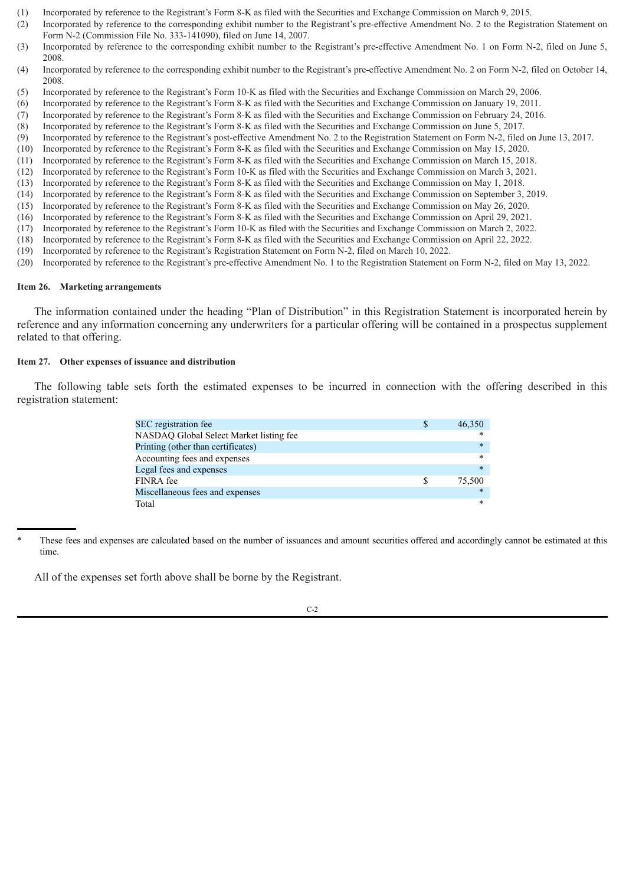(1) Incorporated by reference to the Registrant's Form 8-K as filed with the Securities and Exchange Commission on March 9, 2015.
(2) Incorporated by reference to the corresponding exhibit number to the Registrant's pre-effective Amendment No. 2 to the Registration Statement on Form N-2 (Commission File No. 333-141090), filed on June 14, 2007.
(3) Incorporated by reference to the corresponding exhibit number to the Registrant's pre-effective Amendment No. 1 on Form N-2, filed on June 5, 2008.
(4) Incorporated by reference to the corresponding exhibit number to the Registrant's pre-effective Amendment No. 2 on Form N-2, filed on October 14, 2008.
(5) Incorporated by reference to the Registrant's Form 10-K as filed with the Securities and Exchange Commission on March 29, 2006.
(6) Incorporated by reference to the Registrant's Form 8-K as filed with the Securities and Exchange Commission on January 19, 2011.
(7) Incorporated by reference to the Registrant's Form 8-K as filed with the Securities and Exchange Commission on February 24, 2016.
(8) Incorporated by reference to the Registrant's Form 8-K as filed with the Securities and Exchange Commission on June 5, 2017.
(9) Incorporated by reference to the Registrant's post-effective Amendment No. 2 to the Registration Statement on Form N-2, filed on June 13, 2017.
(10) Incorporated by reference to the Registrant's Form 8-K as filed with the Securities and Exchange Commission on May 15, 2020.
(11) Incorporated by reference to the Registrant's Form 8-K as filed with the Securities and Exchange Commission on March 15, 2018.
(12) Incorporated by reference to the Registrant's Form 10-K as filed with the Securities and Exchange Commission on March 3, 2021.
(13) Incorporated by reference to the Registrant's Form 8-K as filed with the Securities and Exchange Commission on May 1, 2018.
(14) Incorporated by reference to the Registrant's Form 8-K as filed with the Securities and Exchange Commission on September 3, 2019.
(15) Incorporated by reference to the Registrant's Form 8-K as filed with the Securities and Exchange Commission on May 26, 2020.
(16) Incorporated by reference to the Registrant's Form 8-K as filed with the Securities and Exchange Commission on April 29, 2021.
(17) Incorporated by reference to the Registrant's Form 10-K as filed with the Securities and Exchange Commission on March 2, 2022.
(18) Incorporated by reference to the Registrant's Form 8-K as filed with the Securities and Exchange Commission on April 22, 2022.
(19) Incorporated by reference to the Registrant's Registration Statement on Form N-2, filed on March 10, 2022.
(20) Incorporated by reference to the Registrant's pre-effective Amendment No. 1 to the Registration Statement on Form N-2, filed on May 13, 2022.

**Item 26. Marketing arrangements**

The information contained under the heading "Plan of Distribution" in this Registration Statement is incorporated herein by reference and any information concerning any underwriters for a particular offering will be contained in a prospectus supplement related to that offering.

**Item 27. Other expenses of issuance and distribution**

The following table sets forth the estimated expenses to be incurred in connection with the offering described in this registration statement:

| | | |
|---|---|---|
| SEC registration fee | $ | 46,350 |
| NASDAQ Global Select Market listing fee | | * |
| Printing (other than certificates) | | * |
| Accounting fees and expenses | | * |
| Legal fees and expenses | | * |
| FINRA fee | $ | 75,500 |
| Miscellaneous fees and expenses | | * |
| Total | | * |

\* These fees and expenses are calculated based on the number of issuances and amount securities offered and accordingly cannot be estimated at this time.

All of the expenses set forth above shall be borne by the Registrant.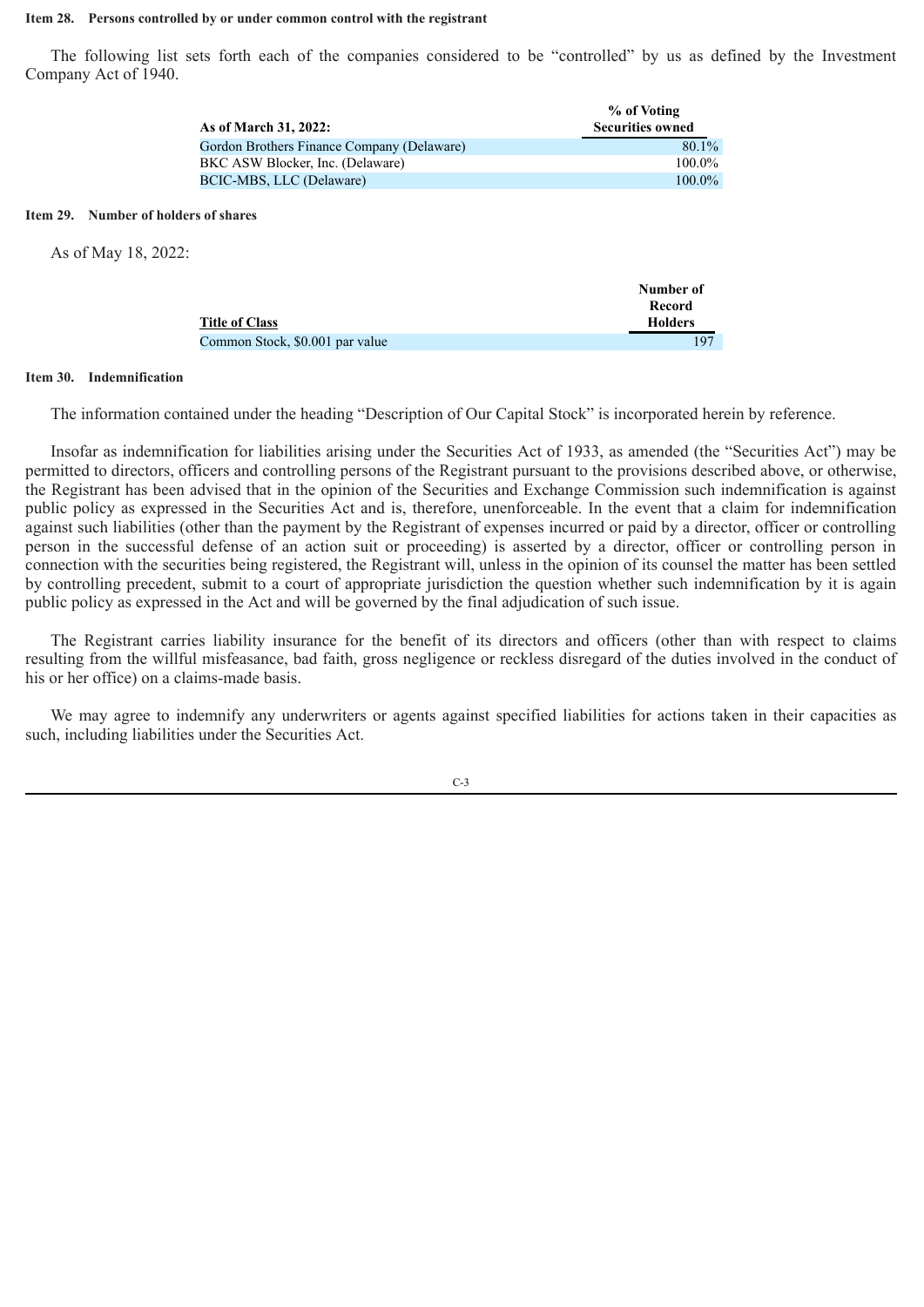**Item 28. Persons controlled by or under common control with the registrant**

The following list sets forth each of the companies considered to be "controlled" by us as defined by the Investment Company Act of 1940.

| As of March 31, 2022: | % of Voting Securities owned |
| --- | --- |
| Gordon Brothers Finance Company (Delaware) | 80.1% |
| BKC ASW Blocker, Inc. (Delaware) | 100.0% |
| BCIC-MBS, LLC (Delaware) | 100.0% |

**Item 29. Number of holders of shares**

As of May 18, 2022:

| Title of Class | Number of Record Holders |
| --- | --- |
| Common Stock, $0.001 par value | 197 |

**Item 30. Indemnification**

The information contained under the heading "Description of Our Capital Stock" is incorporated herein by reference.

Insofar as indemnification for liabilities arising under the Securities Act of 1933, as amended (the "Securities Act") may be permitted to directors, officers and controlling persons of the Registrant pursuant to the provisions described above, or otherwise, the Registrant has been advised that in the opinion of the Securities and Exchange Commission such indemnification is against public policy as expressed in the Securities Act and is, therefore, unenforceable. In the event that a claim for indemnification against such liabilities (other than the payment by the Registrant of expenses incurred or paid by a director, officer or controlling person in the successful defense of an action suit or proceeding) is asserted by a director, officer or controlling person in connection with the securities being registered, the Registrant will, unless in the opinion of its counsel the matter has been settled by controlling precedent, submit to a court of appropriate jurisdiction the question whether such indemnification by it is again public policy as expressed in the Act and will be governed by the final adjudication of such issue.

The Registrant carries liability insurance for the benefit of its directors and officers (other than with respect to claims resulting from the willful misfeasance, bad faith, gross negligence or reckless disregard of the duties involved in the conduct of his or her office) on a claims-made basis.

We may agree to indemnify any underwriters or agents against specified liabilities for actions taken in their capacities as such, including liabilities under the Securities Act.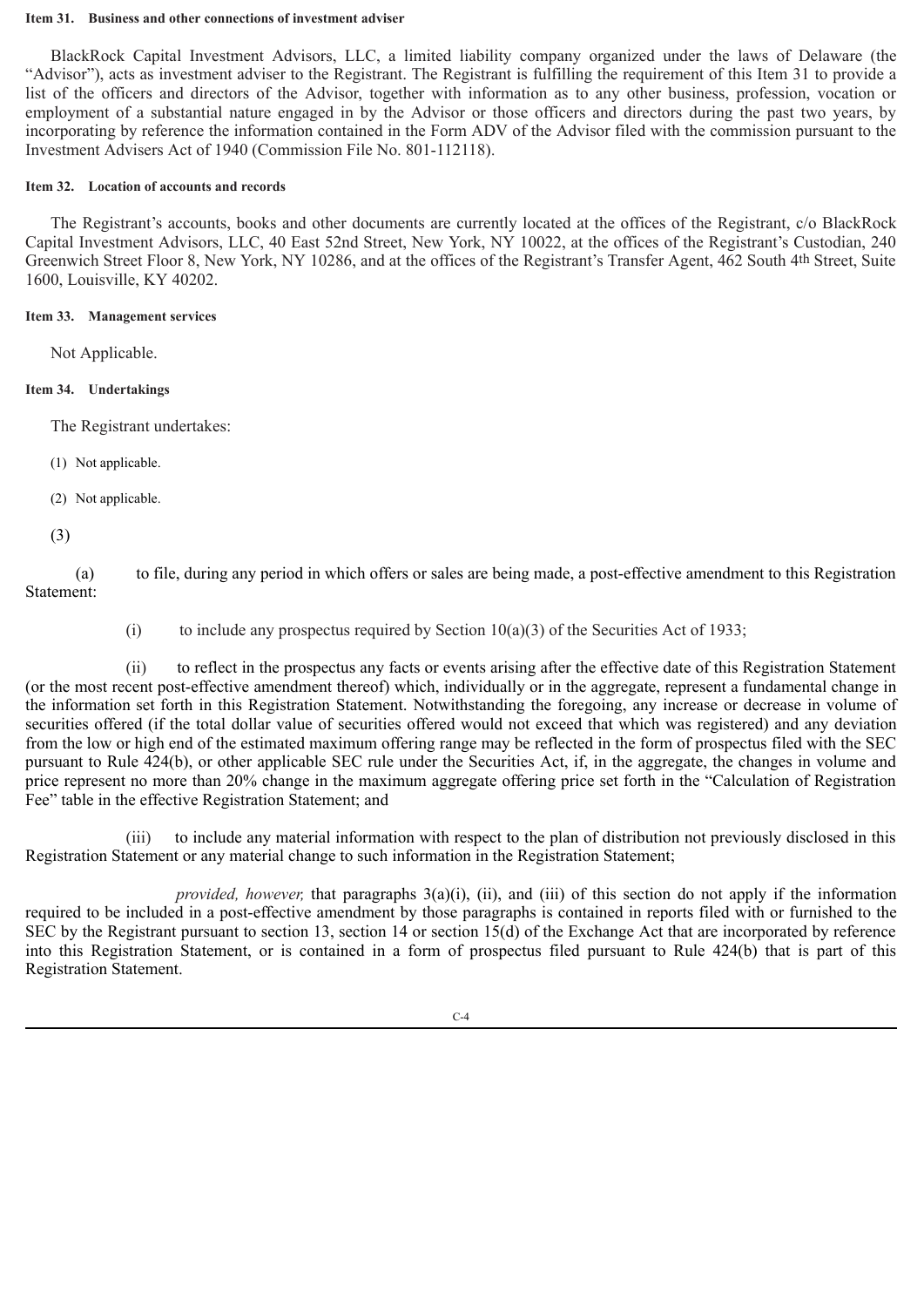**Item 31. Business and other connections of investment adviser**

BlackRock Capital Investment Advisors, LLC, a limited liability company organized under the laws of Delaware (the "Advisor"), acts as investment adviser to the Registrant. The Registrant is fulfilling the requirement of this Item 31 to provide a list of the officers and directors of the Advisor, together with information as to any other business, profession, vocation or employment of a substantial nature engaged in by the Advisor or those officers and directors during the past two years, by incorporating by reference the information contained in the Form ADV of the Advisor filed with the commission pursuant to the Investment Advisers Act of 1940 (Commission File No. 801-112118).

**Item 32. Location of accounts and records**

The Registrant's accounts, books and other documents are currently located at the offices of the Registrant, c/o BlackRock Capital Investment Advisors, LLC, 40 East 52nd Street, New York, NY 10022, at the offices of the Registrant's Custodian, 240 Greenwich Street Floor 8, New York, NY 10286, and at the offices of the Registrant's Transfer Agent, 462 South 4th Street, Suite 1600, Louisville, KY 40202.

**Item 33. Management services**

Not Applicable.

**Item 34. Undertakings**

The Registrant undertakes:

(1) Not applicable.

(2) Not applicable.

(3)

(a) to file, during any period in which offers or sales are being made, a post-effective amendment to this Registration Statement:

(i) to include any prospectus required by Section 10(a)(3) of the Securities Act of 1933;

(ii) to reflect in the prospectus any facts or events arising after the effective date of this Registration Statement (or the most recent post-effective amendment thereof) which, individually or in the aggregate, represent a fundamental change in the information set forth in this Registration Statement. Notwithstanding the foregoing, any increase or decrease in volume of securities offered (if the total dollar value of securities offered would not exceed that which was registered) and any deviation from the low or high end of the estimated maximum offering range may be reflected in the form of prospectus filed with the SEC pursuant to Rule 424(b), or other applicable SEC rule under the Securities Act, if, in the aggregate, the changes in volume and price represent no more than 20% change in the maximum aggregate offering price set forth in the "Calculation of Registration Fee" table in the effective Registration Statement; and

(iii) to include any material information with respect to the plan of distribution not previously disclosed in this Registration Statement or any material change to such information in the Registration Statement;

*provided, however,* that paragraphs 3(a)(i), (ii), and (iii) of this section do not apply if the information required to be included in a post-effective amendment by those paragraphs is contained in reports filed with or furnished to the SEC by the Registrant pursuant to section 13, section 14 or section 15(d) of the Exchange Act that are incorporated by reference into this Registration Statement, or is contained in a form of prospectus filed pursuant to Rule 424(b) that is part of this Registration Statement.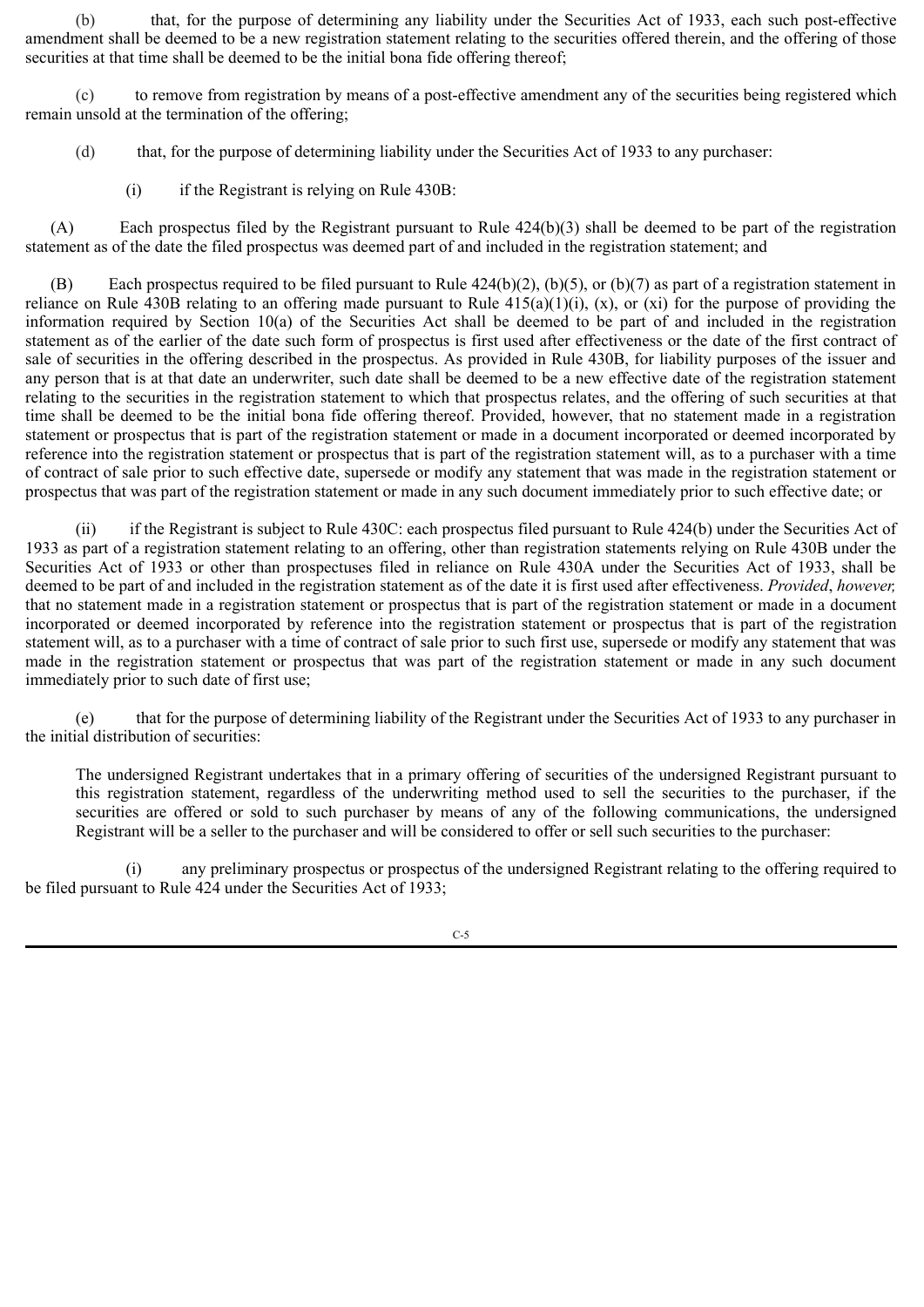(b) that, for the purpose of determining any liability under the Securities Act of 1933, each such post-effective amendment shall be deemed to be a new registration statement relating to the securities offered therein, and the offering of those securities at that time shall be deemed to be the initial bona fide offering thereof;

(c) to remove from registration by means of a post-effective amendment any of the securities being registered which remain unsold at the termination of the offering;

(d) that, for the purpose of determining liability under the Securities Act of 1933 to any purchaser:

(i) if the Registrant is relying on Rule 430B:

(A) Each prospectus filed by the Registrant pursuant to Rule 424(b)(3) shall be deemed to be part of the registration statement as of the date the filed prospectus was deemed part of and included in the registration statement; and

(B) Each prospectus required to be filed pursuant to Rule 424(b)(2), (b)(5), or (b)(7) as part of a registration statement in reliance on Rule 430B relating to an offering made pursuant to Rule 415(a)(1)(i), (x), or (xi) for the purpose of providing the information required by Section 10(a) of the Securities Act shall be deemed to be part of and included in the registration statement as of the earlier of the date such form of prospectus is first used after effectiveness or the date of the first contract of sale of securities in the offering described in the prospectus. As provided in Rule 430B, for liability purposes of the issuer and any person that is at that date an underwriter, such date shall be deemed to be a new effective date of the registration statement relating to the securities in the registration statement to which that prospectus relates, and the offering of such securities at that time shall be deemed to be the initial bona fide offering thereof. Provided, however, that no statement made in a registration statement or prospectus that is part of the registration statement or made in a document incorporated or deemed incorporated by reference into the registration statement or prospectus that is part of the registration statement will, as to a purchaser with a time of contract of sale prior to such effective date, supersede or modify any statement that was made in the registration statement or prospectus that was part of the registration statement or made in any such document immediately prior to such effective date; or

(ii) if the Registrant is subject to Rule 430C: each prospectus filed pursuant to Rule 424(b) under the Securities Act of 1933 as part of a registration statement relating to an offering, other than registration statements relying on Rule 430B under the Securities Act of 1933 or other than prospectuses filed in reliance on Rule 430A under the Securities Act of 1933, shall be deemed to be part of and included in the registration statement as of the date it is first used after effectiveness. *Provided*, *however,* that no statement made in a registration statement or prospectus that is part of the registration statement or made in a document incorporated or deemed incorporated by reference into the registration statement or prospectus that is part of the registration statement will, as to a purchaser with a time of contract of sale prior to such first use, supersede or modify any statement that was made in the registration statement or prospectus that was part of the registration statement or made in any such document immediately prior to such date of first use;

(e) that for the purpose of determining liability of the Registrant under the Securities Act of 1933 to any purchaser in the initial distribution of securities:

The undersigned Registrant undertakes that in a primary offering of securities of the undersigned Registrant pursuant to this registration statement, regardless of the underwriting method used to sell the securities to the purchaser, if the securities are offered or sold to such purchaser by means of any of the following communications, the undersigned Registrant will be a seller to the purchaser and will be considered to offer or sell such securities to the purchaser:

(i) any preliminary prospectus or prospectus of the undersigned Registrant relating to the offering required to be filed pursuant to Rule 424 under the Securities Act of 1933;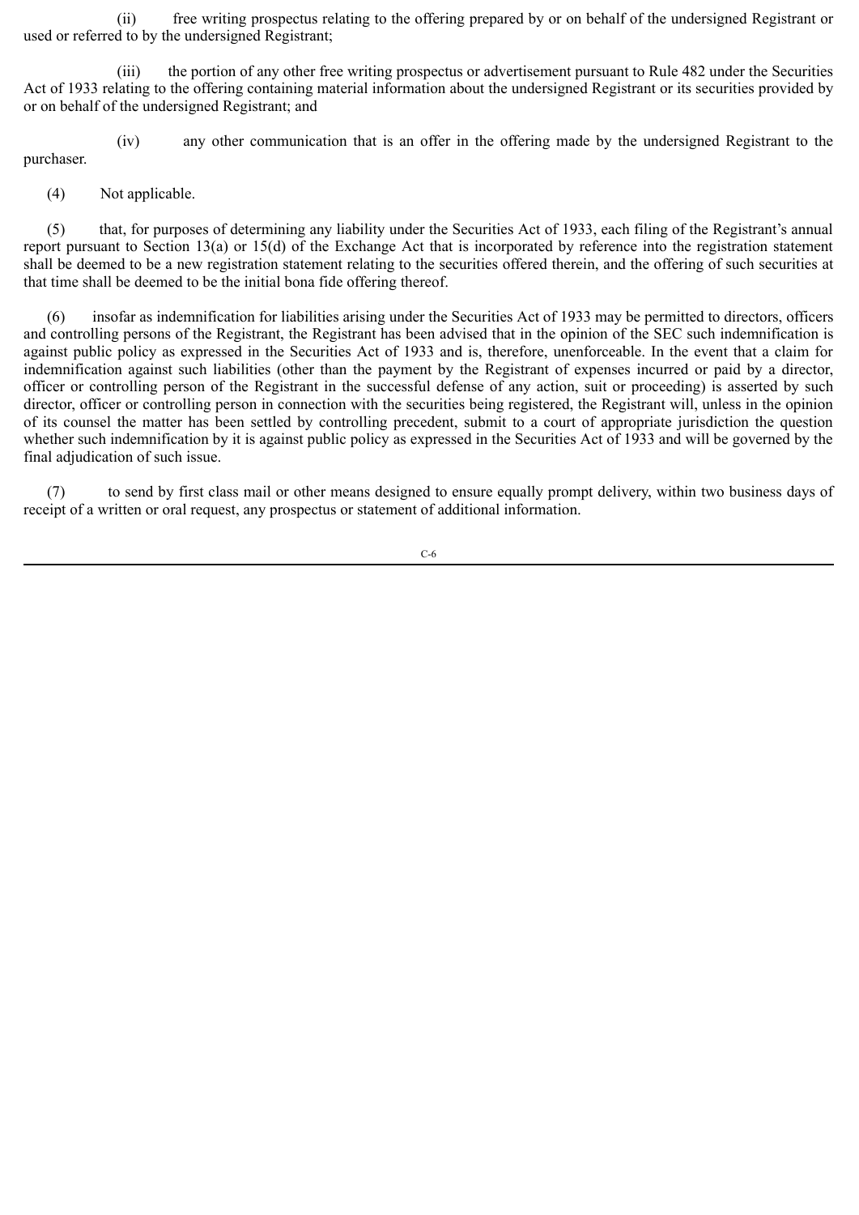(ii) free writing prospectus relating to the offering prepared by or on behalf of the undersigned Registrant or used or referred to by the undersigned Registrant;

(iii) the portion of any other free writing prospectus or advertisement pursuant to Rule 482 under the Securities Act of 1933 relating to the offering containing material information about the undersigned Registrant or its securities provided by or on behalf of the undersigned Registrant; and

(iv) any other communication that is an offer in the offering made by the undersigned Registrant to the purchaser.

(4) Not applicable.

(5) that, for purposes of determining any liability under the Securities Act of 1933, each filing of the Registrant's annual report pursuant to Section 13(a) or 15(d) of the Exchange Act that is incorporated by reference into the registration statement shall be deemed to be a new registration statement relating to the securities offered therein, and the offering of such securities at that time shall be deemed to be the initial bona fide offering thereof.

(6) insofar as indemnification for liabilities arising under the Securities Act of 1933 may be permitted to directors, officers and controlling persons of the Registrant, the Registrant has been advised that in the opinion of the SEC such indemnification is against public policy as expressed in the Securities Act of 1933 and is, therefore, unenforceable. In the event that a claim for indemnification against such liabilities (other than the payment by the Registrant of expenses incurred or paid by a director, officer or controlling person of the Registrant in the successful defense of any action, suit or proceeding) is asserted by such director, officer or controlling person in connection with the securities being registered, the Registrant will, unless in the opinion of its counsel the matter has been settled by controlling precedent, submit to a court of appropriate jurisdiction the question whether such indemnification by it is against public policy as expressed in the Securities Act of 1933 and will be governed by the final adjudication of such issue.

(7) to send by first class mail or other means designed to ensure equally prompt delivery, within two business days of receipt of a written or oral request, any prospectus or statement of additional information.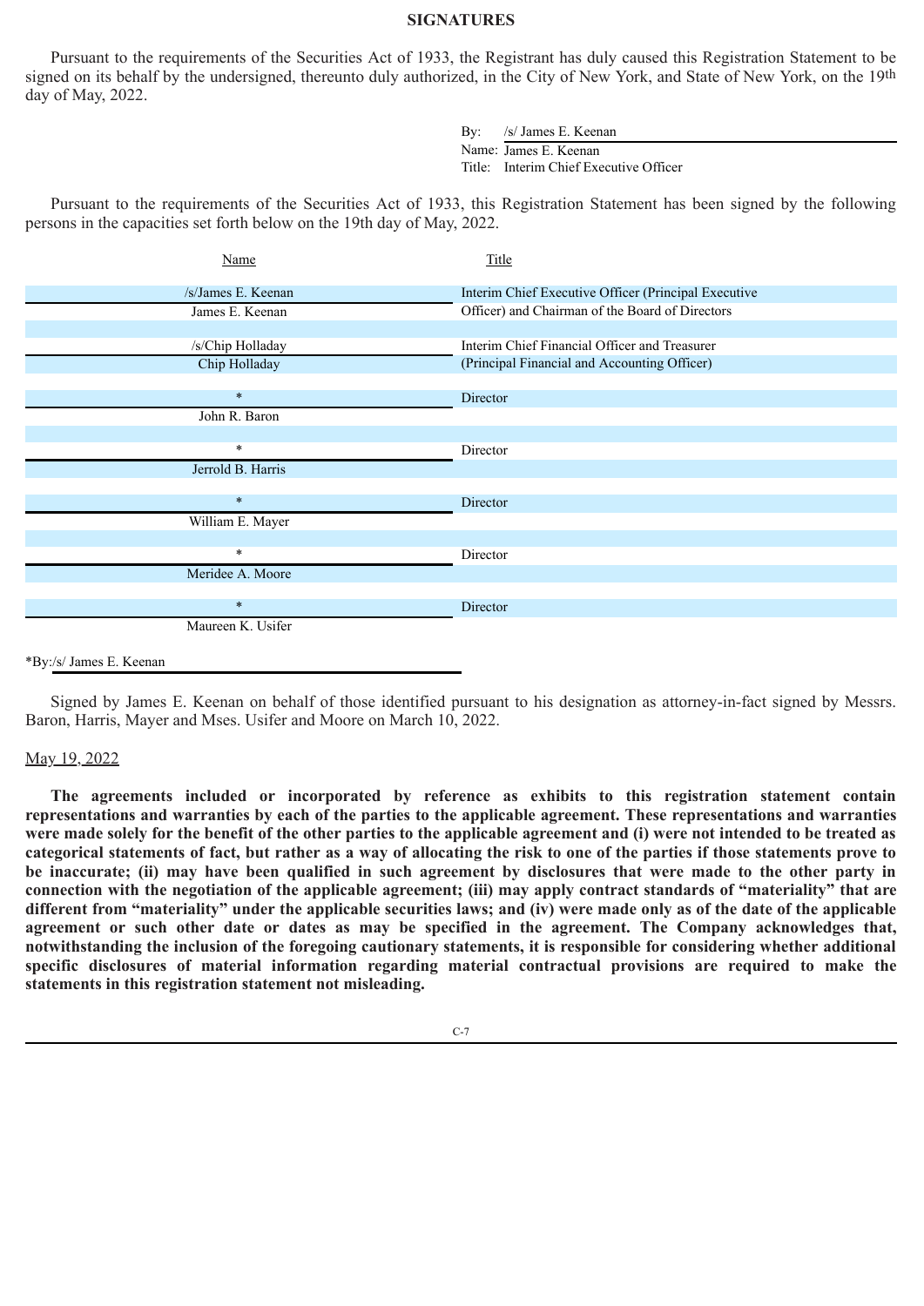**SIGNATURES**

Pursuant to the requirements of the Securities Act of 1933, the Registrant has duly caused this Registration Statement to be signed on its behalf by the undersigned, thereunto duly authorized, in the City of New York, and State of New York, on the 19th day of May, 2022.

By: /s/ James E. Keenan
Name: James E. Keenan
Title: Interim Chief Executive Officer

Pursuant to the requirements of the Securities Act of 1933, this Registration Statement has been signed by the following persons in the capacities set forth below on the 19th day of May, 2022.

| Name | Title |
|---|---|
| /s/James E. Keenan<br>James E. Keenan | Interim Chief Executive Officer (Principal Executive Officer) and Chairman of the Board of Directors |
| /s/Chip Holladay<br>Chip Holladay | Interim Chief Financial Officer and Treasurer (Principal Financial and Accounting Officer) |
| *<br>John R. Baron | Director |
| *<br>Jerrold B. Harris | Director |
| *<br>William E. Mayer | Director |
| *<br>Meridee A. Moore | Director |
| *<br>Maureen K. Usifer | Director |

*By:/s/ James E. Keenan

Signed by James E. Keenan on behalf of those identified pursuant to his designation as attorney-in-fact signed by Messrs. Baron, Harris, Mayer and Mses. Usifer and Moore on March 10, 2022.

May 19, 2022

**The agreements included or incorporated by reference as exhibits to this registration statement contain representations and warranties by each of the parties to the applicable agreement. These representations and warranties were made solely for the benefit of the other parties to the applicable agreement and (i) were not intended to be treated as categorical statements of fact, but rather as a way of allocating the risk to one of the parties if those statements prove to be inaccurate; (ii) may have been qualified in such agreement by disclosures that were made to the other party in connection with the negotiation of the applicable agreement; (iii) may apply contract standards of "materiality" that are different from "materiality" under the applicable securities laws; and (iv) were made only as of the date of the applicable agreement or such other date or dates as may be specified in the agreement. The Company acknowledges that, notwithstanding the inclusion of the foregoing cautionary statements, it is responsible for considering whether additional specific disclosures of material information regarding material contractual provisions are required to make the statements in this registration statement not misleading.**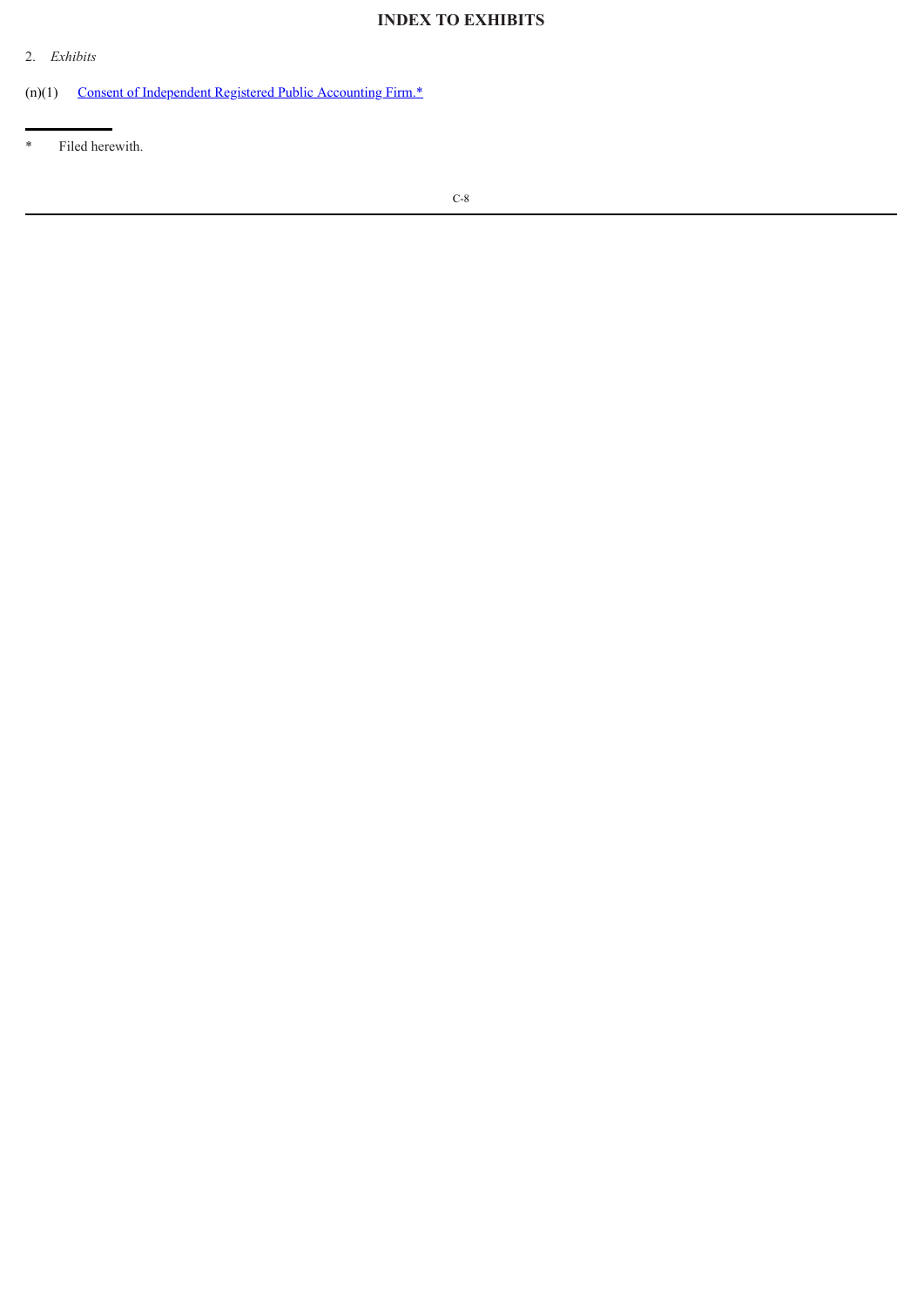# INDEX TO EXHIBITS

2. *Exhibits*

(n)(1) Consent of Independent Registered Public Accounting Firm.*

---

* Filed herewith.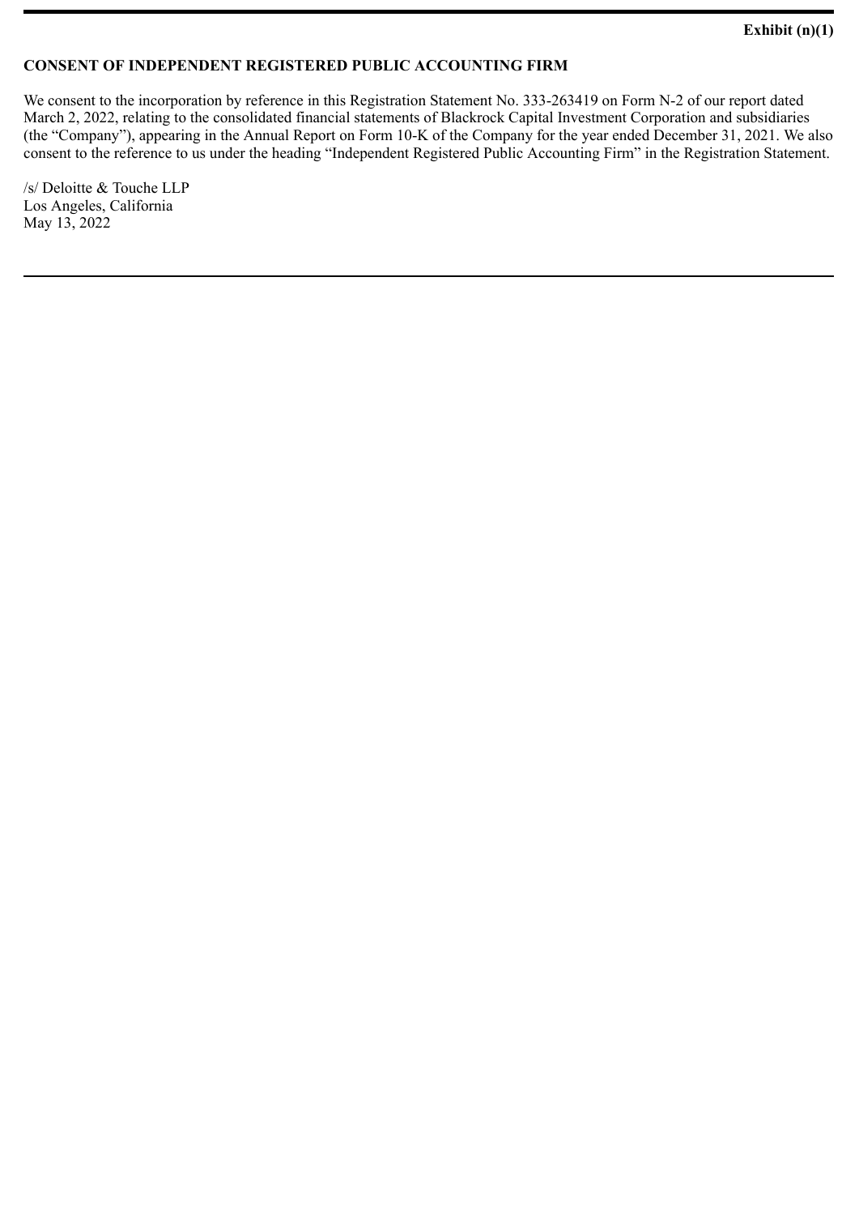**Exhibit (n)(1)**

**CONSENT OF INDEPENDENT REGISTERED PUBLIC ACCOUNTING FIRM**

We consent to the incorporation by reference in this Registration Statement No. 333-263419 on Form N-2 of our report dated March 2, 2022, relating to the consolidated financial statements of Blackrock Capital Investment Corporation and subsidiaries (the "Company"), appearing in the Annual Report on Form 10-K of the Company for the year ended December 31, 2021. We also consent to the reference to us under the heading "Independent Registered Public Accounting Firm" in the Registration Statement.

/s/ Deloitte & Touche LLP
Los Angeles, California
May 13, 2022